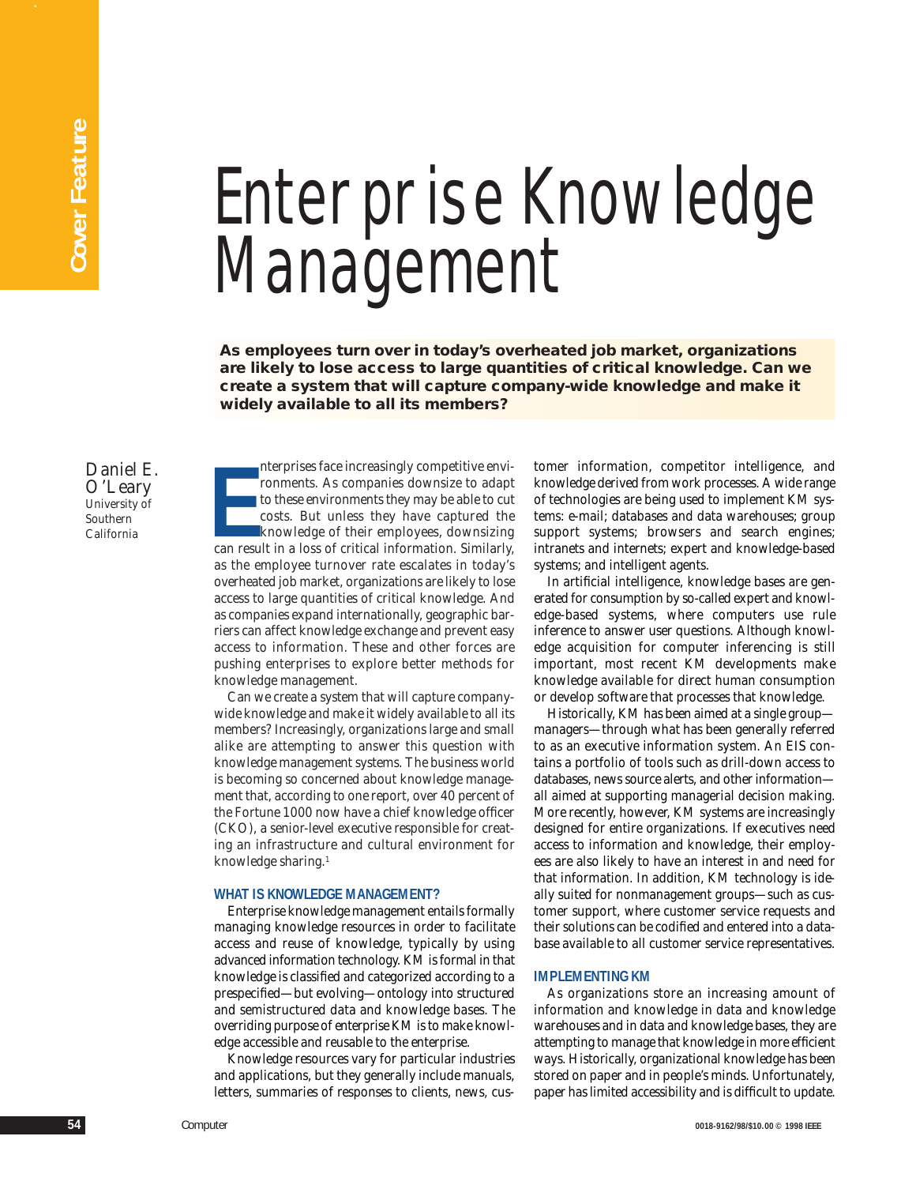# Enterprise Knowledge Management

**As employees turn over in today's overheated job market, organizations are likely to lose access to large quantities of critical knowledge. Can we create a system that will capture company-wide knowledge and make it widely available to all its members?**

Daniel E. O'Leary
University of Southern California

Enterprises face increasingly competitive environments. As companies downsize to adapt to these environments they may be able to cut costs. But unless they have captured the knowledge of their employees, downsizing can result in a loss of critical information. Similarly, as the employee turnover rate escalates in today's overheated job market, organizations are likely to lose access to large quantities of critical knowledge. And as companies expand internationally, geographic barriers can affect knowledge exchange and prevent easy access to information. These and other forces are pushing enterprises to explore better methods for knowledge management.

Can we create a system that will capture company-wide knowledge and make it widely available to all its members? Increasingly, organizations large and small alike are attempting to answer this question with knowledge management systems. The business world is becoming so concerned about knowledge management that, according to one report, over 40 percent of the Fortune 1000 now have a chief knowledge officer (CKO), a senior-level executive responsible for creating an infrastructure and cultural environment for knowledge sharing.[1]

## WHAT IS KNOWLEDGE MANAGEMENT?

Enterprise knowledge management entails formally managing knowledge resources in order to facilitate access and reuse of knowledge, typically by using advanced information technology. KM is formal in that knowledge is classified and categorized according to a prespecified—but evolving—ontology into structured and semistructured data and knowledge bases. The overriding purpose of enterprise KM is to make knowledge accessible and reusable to the enterprise.

Knowledge resources vary for particular industries and applications, but they generally include manuals, letters, summaries of responses to clients, news, customer information, competitor intelligence, and knowledge derived from work processes. A wide range of technologies are being used to implement KM systems: e-mail; databases and data warehouses; group support systems; browsers and search engines; intranets and internets; expert and knowledge-based systems; and intelligent agents.

In artificial intelligence, knowledge bases are generated for consumption by so-called expert and knowledge-based systems, where computers use rule inference to answer user questions. Although knowledge acquisition for computer inferencing is still important, most recent KM developments make knowledge available for direct human consumption or develop software that processes that knowledge.

Historically, KM has been aimed at a single group—managers—through what has been generally referred to as an executive information system. An EIS contains a portfolio of tools such as drill-down access to databases, news source alerts, and other information—all aimed at supporting managerial decision making. More recently, however, KM systems are increasingly designed for entire organizations. If executives need access to information and knowledge, their employees are also likely to have an interest in and need for that information. In addition, KM technology is ideally suited for nonmanagement groups—such as customer support, where customer service requests and their solutions can be codified and entered into a database available to all customer service representatives.

## IMPLEMENTING KM

As organizations store an increasing amount of information and knowledge in data and knowledge warehouses and in data and knowledge bases, they are attempting to manage that knowledge in more efficient ways. Historically, organizational knowledge has been stored on paper and in people's minds. Unfortunately, paper has limited accessibility and is difficult to update.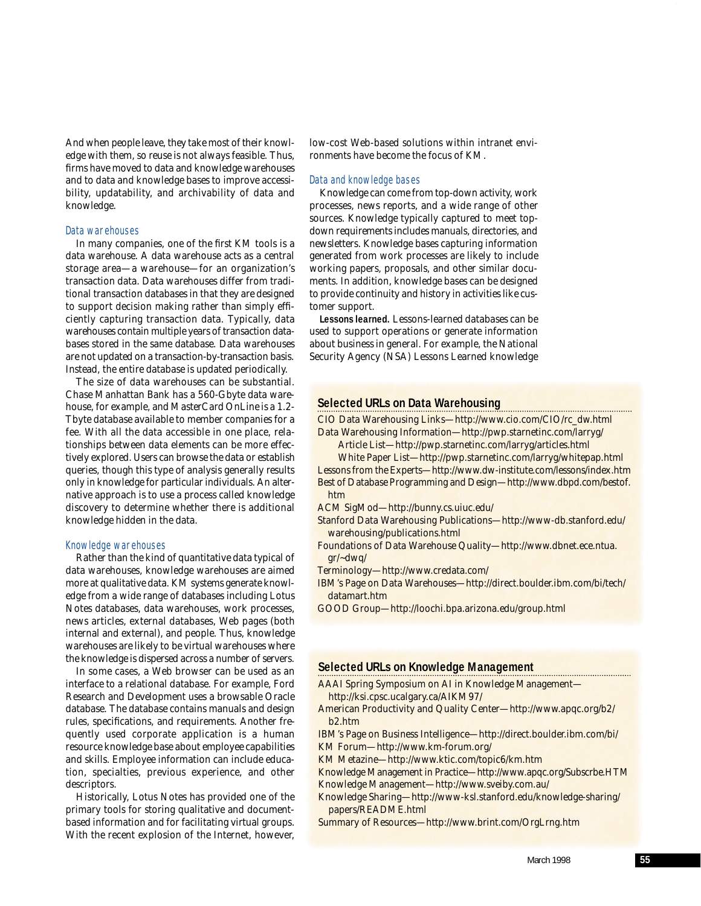And when people leave, they take most of their knowledge with them, so reuse is not always feasible. Thus, firms have moved to data and knowledge warehouses and to data and knowledge bases to improve accessibility, updatability, and archivability of data and knowledge.

### Data warehouses

In many companies, one of the first KM tools is a data warehouse. A data warehouse acts as a central storage area—a warehouse—for an organization's transaction data. Data warehouses differ from traditional transaction databases in that they are designed to support decision making rather than simply efficiently capturing transaction data. Typically, data warehouses contain multiple years of transaction databases stored in the same database. Data warehouses are not updated on a transaction-by-transaction basis. Instead, the entire database is updated periodically.

The size of data warehouses can be substantial. Chase Manhattan Bank has a 560-Gbyte data warehouse, for example, and MasterCard OnLine is a 1.2-Tbyte database available to member companies for a fee. With all the data accessible in one place, relationships between data elements can be more effectively explored. Users can browse the data or establish queries, though this type of analysis generally results only in knowledge for particular individuals. An alternative approach is to use a process called knowledge discovery to determine whether there is additional knowledge hidden in the data.

### Knowledge warehouses

Rather than the kind of quantitative data typical of data warehouses, knowledge warehouses are aimed more at qualitative data. KM systems generate knowledge from a wide range of databases including Lotus Notes databases, data warehouses, work processes, news articles, external databases, Web pages (both internal and external), and people. Thus, knowledge warehouses are likely to be virtual warehouses where the knowledge is dispersed across a number of servers.

In some cases, a Web browser can be used as an interface to a relational database. For example, Ford Research and Development uses a browsable Oracle database. The database contains manuals and design rules, specifications, and requirements. Another frequently used corporate application is a human resource knowledge base about employee capabilities and skills. Employee information can include education, specialties, previous experience, and other descriptors.

Historically, Lotus Notes has provided one of the primary tools for storing qualitative and document-based information and for facilitating virtual groups. With the recent explosion of the Internet, however, low-cost Web-based solutions within intranet environments have become the focus of KM.

### Data and knowledge bases

Knowledge can come from top-down activity, work processes, news reports, and a wide range of other sources. Knowledge typically captured to meet top-down requirements includes manuals, directories, and newsletters. Knowledge bases capturing information generated from work processes are likely to include working papers, proposals, and other similar documents. In addition, knowledge bases can be designed to provide continuity and history in activities like customer support.

**Lessons learned.** Lessons-learned databases can be used to support operations or generate information about business in general. For example, the National Security Agency (NSA) Lessons Learned knowledge

---

**Selected URLs on Data Warehousing**

CIO Data Warehousing Links—http://www.cio.com/CIO/rc_dw.html
Data Warehousing Information—http://pwp.starnetinc.com/larryg/
  Article List—http://pwp.starnetinc.com/larryg/articles.html
  White Paper List—http://pwp.starnetinc.com/larryg/whitepap.html
Lessons from the Experts—http://www.dw-institute.com/lessons/index.htm
Best of Database Programming and Design—http://www.dbpd.com/bestof.htm
ACM SigMod—http://bunny.cs.uiuc.edu/
Stanford Data Warehousing Publications—http://www-db.stanford.edu/warehousing/publications.html
Foundations of Data Warehouse Quality—http://www.dbnet.ece.ntua.gr/~dwq/
Terminology—http://www.credata.com/
IBM's Page on Data Warehouses—http://direct.boulder.ibm.com/bi/tech/datamart.htm
GOOD Group—http://loochi.bpa.arizona.edu/group.html

---

**Selected URLs on Knowledge Management**

AAAI Spring Symposium on AI in Knowledge Management—http://ksi.cpsc.ucalgary.ca/AIKM97/
American Productivity and Quality Center—http://www.apqc.org/b2/b2.htm
IBM's Page on Business Intelligence—http://direct.boulder.ibm.com/bi/
KM Forum—http://www.km-forum.org/
KM Metazine—http://www.ktic.com/topic6/km.htm
Knowledge Management in Practice—http://www.apqc.org/Subscrbe.HTM
Knowledge Management—http://www.sveiby.com.au/
Knowledge Sharing—http://www-ksl.stanford.edu/knowledge-sharing/papers/README.html
Summary of Resources—http://www.brint.com/OrgLrng.htm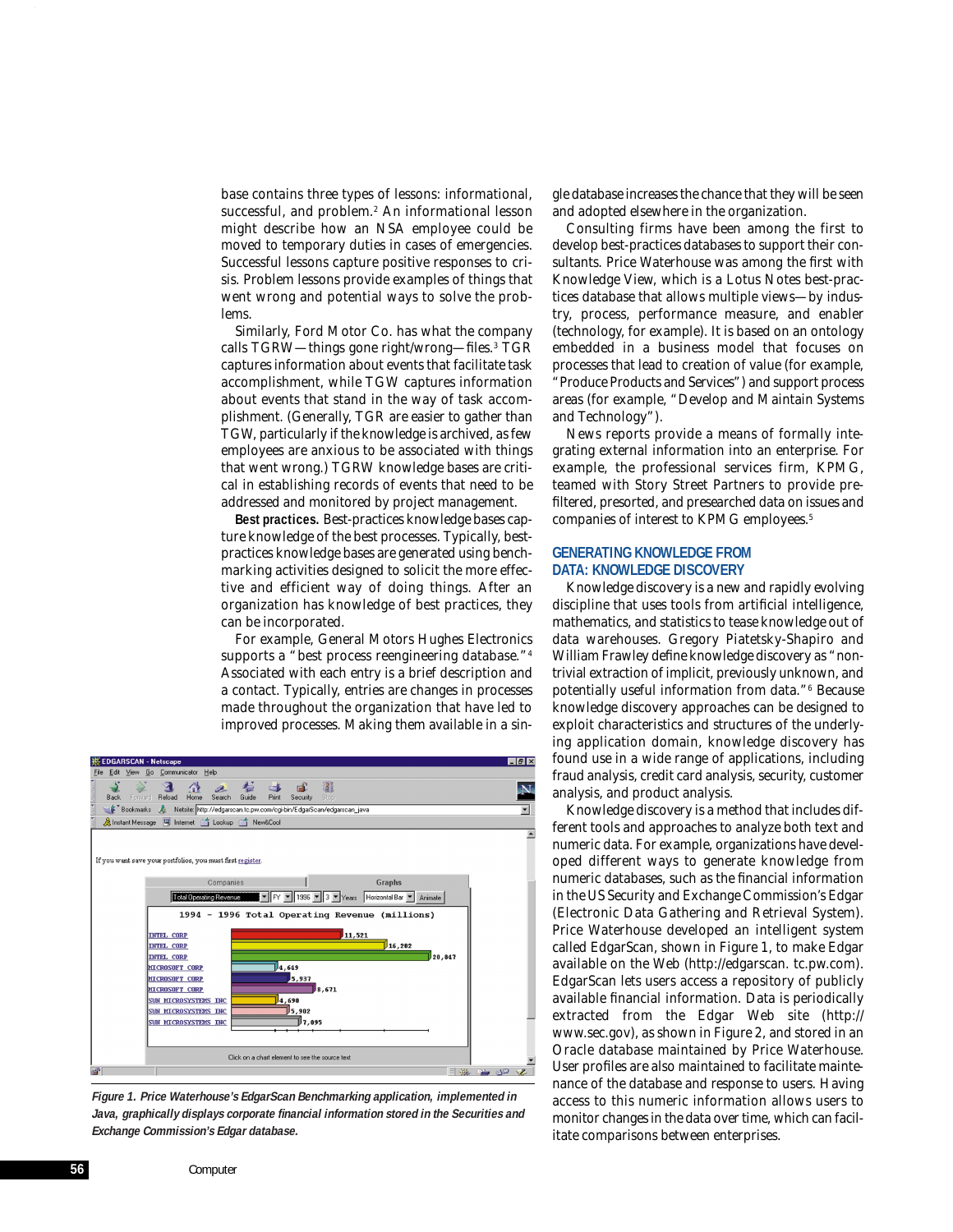base contains three types of lessons: informational, successful, and problem.[2] An informational lesson might describe how an NSA employee could be moved to temporary duties in cases of emergencies. Successful lessons capture positive responses to crisis. Problem lessons provide examples of things that went wrong and potential ways to solve the problems.

Similarly, Ford Motor Co. has what the company calls TGRW—things gone right/wrong—files.[3] TGR captures information about events that facilitate task accomplishment, while TGW captures information about events that stand in the way of task accomplishment. (Generally, TGR are easier to gather than TGW, particularly if the knowledge is archived, as few employees are anxious to be associated with things that went wrong.) TGRW knowledge bases are critical in establishing records of events that need to be addressed and monitored by project management.

**Best practices.** Best-practices knowledge bases capture knowledge of the best processes. Typically, best-practices knowledge bases are generated using benchmarking activities designed to solicit the more effective and efficient way of doing things. After an organization has knowledge of best practices, they can be incorporated.

For example, General Motors Hughes Electronics supports a "best process reengineering database."[4] Associated with each entry is a brief description and a contact. Typically, entries are changes in processes made throughout the organization that have led to improved processes. Making them available in a single database increases the chance that they will be seen and adopted elsewhere in the organization.

Consulting firms have been among the first to develop best-practices databases to support their consultants. Price Waterhouse was among the first with Knowledge View, which is a Lotus Notes best-practices database that allows multiple views—by industry, process, performance measure, and enabler (technology, for example). It is based on an ontology embedded in a business model that focuses on processes that lead to creation of value (for example, "Produce Products and Services") and support process areas (for example, "Develop and Maintain Systems and Technology").

News reports provide a means of formally integrating external information into an enterprise. For example, the professional services firm, KPMG, teamed with Story Street Partners to provide prefiltered, presorted, and presearched data on issues and companies of interest to KPMG employees.[5]

## GENERATING KNOWLEDGE FROM DATA: KNOWLEDGE DISCOVERY

Knowledge discovery is a new and rapidly evolving discipline that uses tools from artificial intelligence, mathematics, and statistics to tease knowledge out of data warehouses. Gregory Piatetsky-Shapiro and William Frawley define knowledge discovery as "nontrivial extraction of implicit, previously unknown, and potentially useful information from data."[6] Because knowledge discovery approaches can be designed to exploit characteristics and structures of the underlying application domain, knowledge discovery has found use in a wide range of applications, including fraud analysis, credit card analysis, security, customer analysis, and product analysis.

Knowledge discovery is a method that includes different tools and approaches to analyze both text and numeric data. For example, organizations have developed different ways to generate knowledge from numeric databases, such as the financial information in the US Security and Exchange Commission's Edgar (Electronic Data Gathering and Retrieval System). Price Waterhouse developed an intelligent system called EdgarScan, shown in Figure 1, to make Edgar available on the Web (http://edgarscan.tc.pw.com). EdgarScan lets users access a repository of publicly available financial information. Data is periodically extracted from the Edgar Web site (http://www.sec.gov), as shown in Figure 2, and stored in an Oracle database maintained by Price Waterhouse. User profiles are also maintained to facilitate maintenance of the database and response to users. Having access to this numeric information allows users to monitor changes in the data over time, which can facilitate comparisons between enterprises.

*Figure 1. Price Waterhouse's EdgarScan Benchmarking application, implemented in Java, graphically displays corporate financial information stored in the Securities and Exchange Commission's Edgar database.*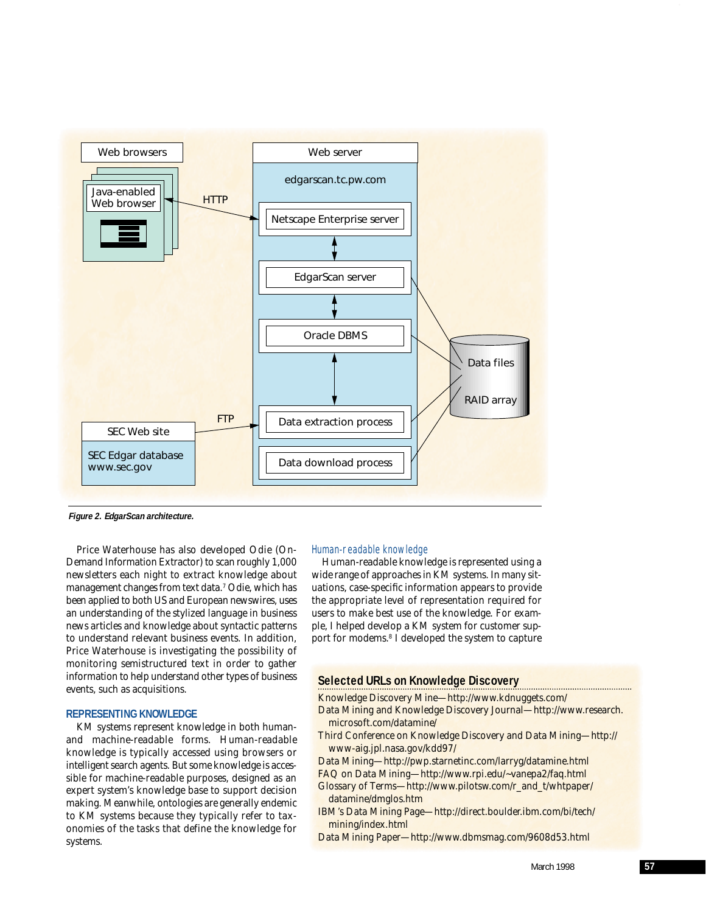Figure 2. EdgarScan architecture.

Price Waterhouse has also developed Odie (On-Demand Information Extractor) to scan roughly 1,000 newsletters each night to extract knowledge about management changes from text data.[7] Odie, which has been applied to both US and European newswires, uses an understanding of the stylized language in business news articles and knowledge about syntactic patterns to understand relevant business events. In addition, Price Waterhouse is investigating the possibility of monitoring semistructured text in order to gather information to help understand other types of business events, such as acquisitions.

## REPRESENTING KNOWLEDGE

KM systems represent knowledge in both human- and machine-readable forms. Human-readable knowledge is typically accessed using browsers or intelligent search agents. But some knowledge is accessible for machine-readable purposes, designed as an expert system's knowledge base to support decision making. Meanwhile, ontologies are generally endemic to KM systems because they typically refer to taxonomies of the tasks that define the knowledge for systems.

### Human-readable knowledge

Human-readable knowledge is represented using a wide range of approaches in KM systems. In many situations, case-specific information appears to provide the appropriate level of representation required for users to make best use of the knowledge. For example, I helped develop a KM system for customer support for modems.[8] I developed the system to capture

## Selected URLs on Knowledge Discovery

Knowledge Discovery Mine—http://www.kdnuggets.com/
Data Mining and Knowledge Discovery Journal—http://www.research.microsoft.com/datamine/
Third Conference on Knowledge Discovery and Data Mining—http://www-aig.jpl.nasa.gov/kdd97/
Data Mining—http://pwp.starnetinc.com/larryg/datamine.html
FAQ on Data Mining—http://www.rpi.edu/~vanepa2/faq.html
Glossary of Terms—http://www.pilotsw.com/r_and_t/whtpaper/datamine/dmglos.htm
IBM's Data Mining Page—http://direct.boulder.ibm.com/bi/tech/mining/index.html
Data Mining Paper—http://www.dbmsmag.com/9608d53.html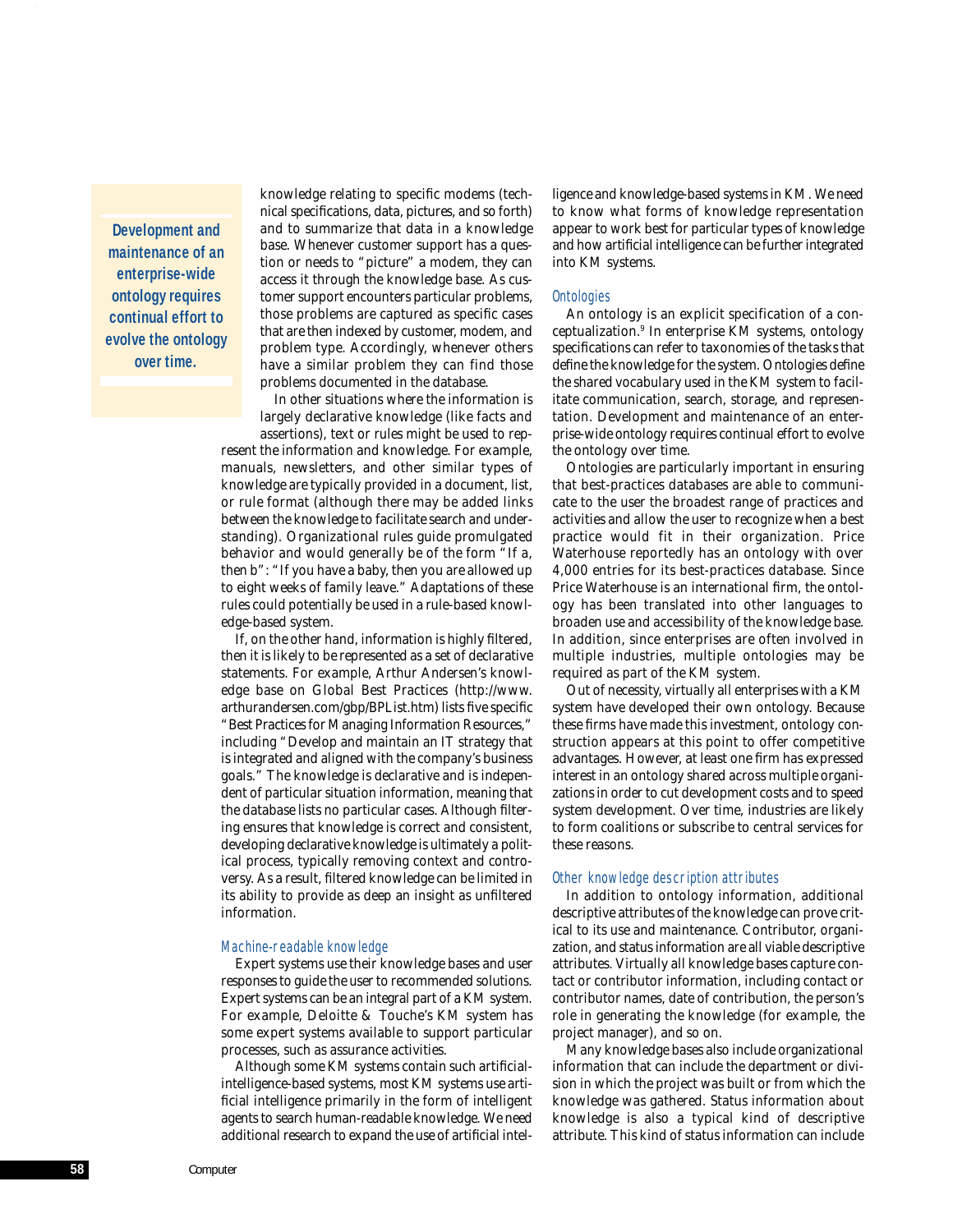> **Development and maintenance of an enterprise-wide ontology requires continual effort to evolve the ontology over time.**

knowledge relating to specific modems (technical specifications, data, pictures, and so forth) and to summarize that data in a knowledge base. Whenever customer support has a question or needs to "picture" a modem, they can access it through the knowledge base. As customer support encounters particular problems, those problems are captured as specific cases that are then indexed by customer, modem, and problem type. Accordingly, whenever others have a similar problem they can find those problems documented in the database.

In other situations where the information is largely declarative knowledge (like facts and assertions), text or rules might be used to represent the information and knowledge. For example, manuals, newsletters, and other similar types of knowledge are typically provided in a document, list, or rule format (although there may be added links between the knowledge to facilitate search and understanding). Organizational rules guide promulgated behavior and would generally be of the form "If a, then b": "If you have a baby, then you are allowed up to eight weeks of family leave." Adaptations of these rules could potentially be used in a rule-based knowledge-based system.

If, on the other hand, information is highly filtered, then it is likely to be represented as a set of declarative statements. For example, Arthur Andersen's knowledge base on Global Best Practices (http://www.arthurandersen.com/gbp/BPList.htm) lists five specific "Best Practices for Managing Information Resources," including "Develop and maintain an IT strategy that is integrated and aligned with the company's business goals." The knowledge is declarative and is independent of particular situation information, meaning that the database lists no particular cases. Although filtering ensures that knowledge is correct and consistent, developing declarative knowledge is ultimately a political process, typically removing context and controversy. As a result, filtered knowledge can be limited in its ability to provide as deep an insight as unfiltered information.

### Machine-readable knowledge

Expert systems use their knowledge bases and user responses to guide the user to recommended solutions. Expert systems can be an integral part of a KM system. For example, Deloitte & Touche's KM system has some expert systems available to support particular processes, such as assurance activities.

Although some KM systems contain such artificial-intelligence-based systems, most KM systems use artificial intelligence primarily in the form of intelligent agents to search human-readable knowledge. We need additional research to expand the use of artificial intelligence and knowledge-based systems in KM. We need to know what forms of knowledge representation appear to work best for particular types of knowledge and how artificial intelligence can be further integrated into KM systems.

### Ontologies

An ontology is an explicit specification of a conceptualization.[9] In enterprise KM systems, ontology specifications can refer to taxonomies of the tasks that define the knowledge for the system. Ontologies define the shared vocabulary used in the KM system to facilitate communication, search, storage, and representation. Development and maintenance of an enterprise-wide ontology requires continual effort to evolve the ontology over time.

Ontologies are particularly important in ensuring that best-practices databases are able to communicate to the user the broadest range of practices and activities and allow the user to recognize when a best practice would fit in their organization. Price Waterhouse reportedly has an ontology with over 4,000 entries for its best-practices database. Since Price Waterhouse is an international firm, the ontology has been translated into other languages to broaden use and accessibility of the knowledge base. In addition, since enterprises are often involved in multiple industries, multiple ontologies may be required as part of the KM system.

Out of necessity, virtually all enterprises with a KM system have developed their own ontology. Because these firms have made this investment, ontology construction appears at this point to offer competitive advantages. However, at least one firm has expressed interest in an ontology shared across multiple organizations in order to cut development costs and to speed system development. Over time, industries are likely to form coalitions or subscribe to central services for these reasons.

### Other knowledge description attributes

In addition to ontology information, additional descriptive attributes of the knowledge can prove critical to its use and maintenance. Contributor, organization, and status information are all viable descriptive attributes. Virtually all knowledge bases capture contact or contributor information, including contact or contributor names, date of contribution, the person's role in generating the knowledge (for example, the project manager), and so on.

Many knowledge bases also include organizational information that can include the department or division in which the project was built or from which the knowledge was gathered. Status information about knowledge is also a typical kind of descriptive attribute. This kind of status information can include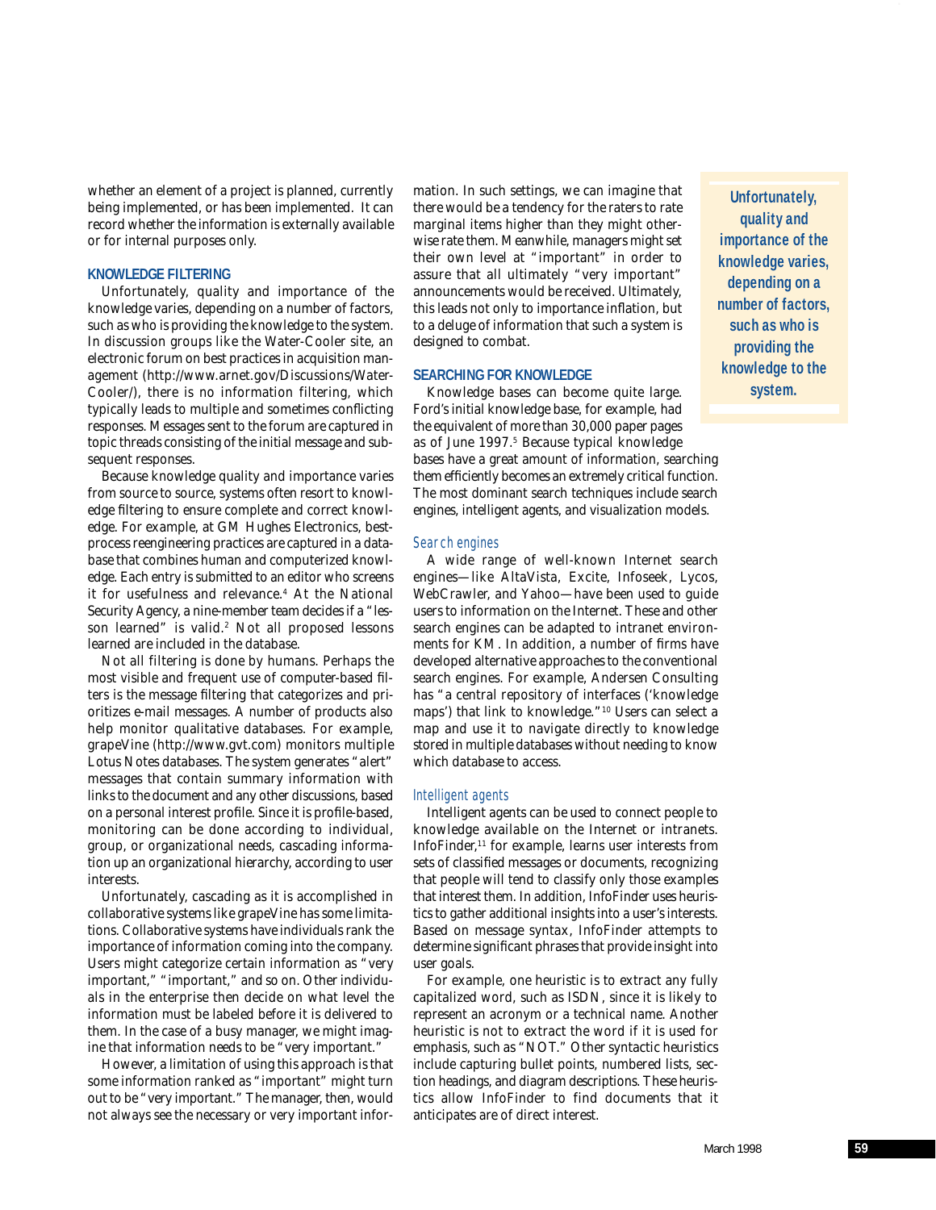whether an element of a project is planned, currently being implemented, or has been implemented. It can record whether the information is externally available or for internal purposes only.

## KNOWLEDGE FILTERING

Unfortunately, quality and importance of the knowledge varies, depending on a number of factors, such as who is providing the knowledge to the system. In discussion groups like the Water-Cooler site, an electronic forum on best practices in acquisition management (http://www.arnet.gov/Discussions/Water-Cooler/), there is no information filtering, which typically leads to multiple and sometimes conflicting responses. Messages sent to the forum are captured in topic threads consisting of the initial message and subsequent responses.

Because knowledge quality and importance varies from source to source, systems often resort to knowledge filtering to ensure complete and correct knowledge. For example, at GM Hughes Electronics, best-process reengineering practices are captured in a database that combines human and computerized knowledge. Each entry is submitted to an editor who screens it for usefulness and relevance.[4] At the National Security Agency, a nine-member team decides if a "lesson learned" is valid.[2] Not all proposed lessons learned are included in the database.

Not all filtering is done by humans. Perhaps the most visible and frequent use of computer-based filters is the message filtering that categorizes and prioritizes e-mail messages. A number of products also help monitor qualitative databases. For example, grapeVine (http://www.gvt.com) monitors multiple Lotus Notes databases. The system generates "alert" messages that contain summary information with links to the document and any other discussions, based on a personal interest profile. Since it is profile-based, monitoring can be done according to individual, group, or organizational needs, cascading information up an organizational hierarchy, according to user interests.

Unfortunately, cascading as it is accomplished in collaborative systems like grapeVine has some limitations. Collaborative systems have individuals rank the importance of information coming into the company. Users might categorize certain information as "very important," "important," and so on. Other individuals in the enterprise then decide on what level the information must be labeled before it is delivered to them. In the case of a busy manager, we might imagine that information needs to be "very important."

However, a limitation of using this approach is that some information ranked as "important" might turn out to be "very important." The manager, then, would not always see the necessary or very important information. In such settings, we can imagine that there would be a tendency for the raters to rate marginal items higher than they might otherwise rate them. Meanwhile, managers might set their own level at "important" in order to assure that all ultimately "very important" announcements would be received. Ultimately, this leads not only to importance inflation, but to a deluge of information that such a system is designed to combat.

**Unfortunately, quality and importance of the knowledge varies, depending on a number of factors, such as who is providing the knowledge to the system.**

## SEARCHING FOR KNOWLEDGE

Knowledge bases can become quite large. Ford's initial knowledge base, for example, had the equivalent of more than 30,000 paper pages as of June 1997.[5] Because typical knowledge bases have a great amount of information, searching them efficiently becomes an extremely critical function. The most dominant search techniques include search engines, intelligent agents, and visualization models.

### Search engines

A wide range of well-known Internet search engines—like AltaVista, Excite, Infoseek, Lycos, WebCrawler, and Yahoo—have been used to guide users to information on the Internet. These and other search engines can be adapted to intranet environments for KM. In addition, a number of firms have developed alternative approaches to the conventional search engines. For example, Andersen Consulting has "a central repository of interfaces ('knowledge maps') that link to knowledge."[10] Users can select a map and use it to navigate directly to knowledge stored in multiple databases without needing to know which database to access.

### Intelligent agents

Intelligent agents can be used to connect people to knowledge available on the Internet or intranets. InfoFinder,[11] for example, learns user interests from sets of classified messages or documents, recognizing that people will tend to classify only those examples that interest them. In addition, InfoFinder uses heuristics to gather additional insights into a user's interests. Based on message syntax, InfoFinder attempts to determine significant phrases that provide insight into user goals.

For example, one heuristic is to extract any fully capitalized word, such as ISDN, since it is likely to represent an acronym or a technical name. Another heuristic is not to extract the word if it is used for emphasis, such as "NOT." Other syntactic heuristics include capturing bullet points, numbered lists, section headings, and diagram descriptions. These heuristics allow InfoFinder to find documents that it anticipates are of direct interest.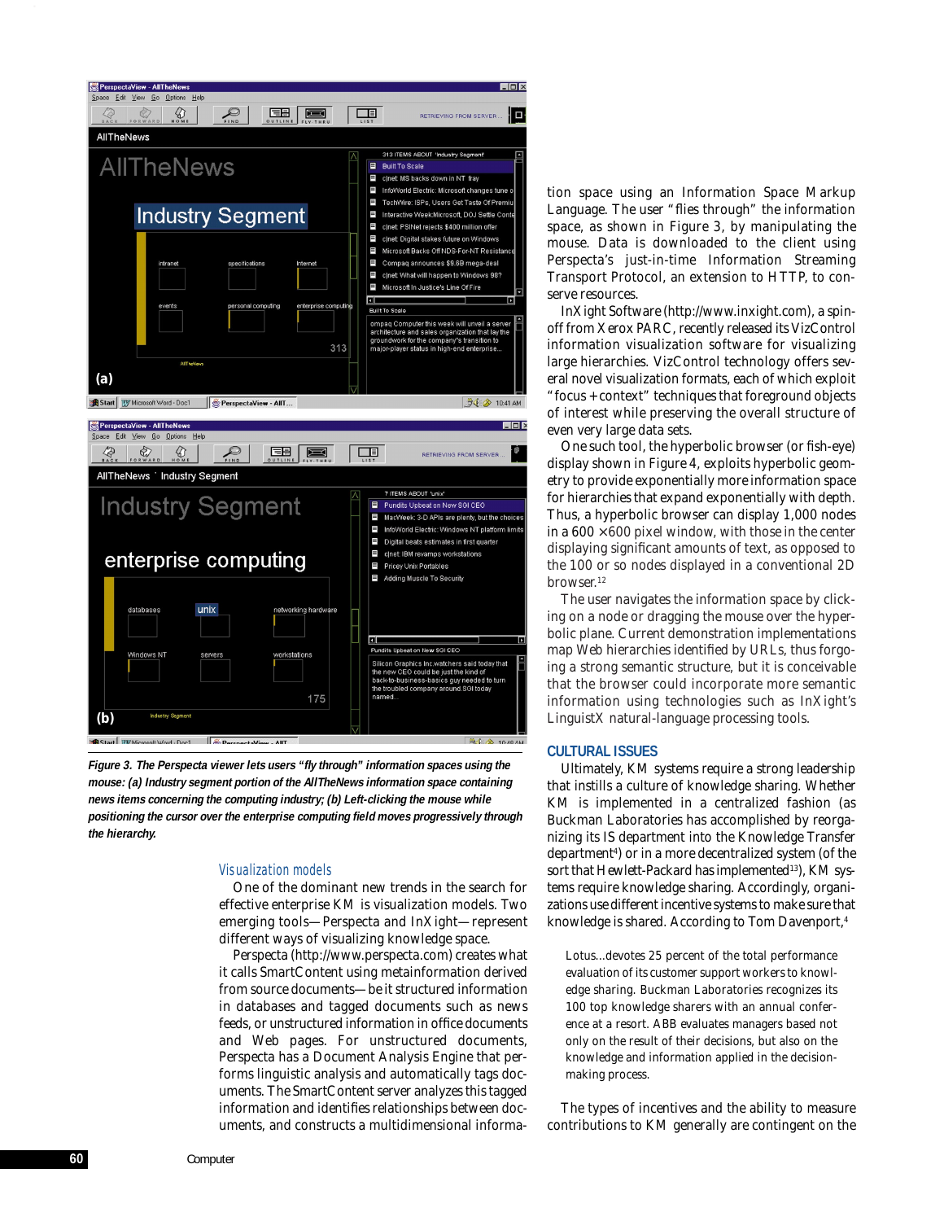*Figure 3. The Perspecta viewer lets users "fly through" information spaces using the mouse: (a) Industry segment portion of the AllTheNews information space containing news items concerning the computing industry; (b) Left-clicking the mouse while positioning the cursor over the enterprise computing field moves progressively through the hierarchy.*

### Visualization models

One of the dominant new trends in the search for effective enterprise KM is visualization models. Two emerging tools—Perspecta and InXight—represent different ways of visualizing knowledge space.

Perspecta (http://www.perspecta.com) creates what it calls SmartContent using metainformation derived from source documents—be it structured information in databases and tagged documents such as news feeds, or unstructured information in office documents and Web pages. For unstructured documents, Perspecta has a Document Analysis Engine that performs linguistic analysis and automatically tags documents. The SmartContent server analyzes this tagged information and identifies relationships between documents, and constructs a multidimensional information space using an Information Space Markup Language. The user "flies through" the information space, as shown in Figure 3, by manipulating the mouse. Data is downloaded to the client using Perspecta's just-in-time Information Streaming Transport Protocol, an extension to HTTP, to conserve resources.

InXight Software (http://www.inxight.com), a spin-off from Xerox PARC, recently released its VizControl information visualization software for visualizing large hierarchies. VizControl technology offers several novel visualization formats, each of which exploit "focus + context" techniques that foreground objects of interest while preserving the overall structure of even very large data sets.

One such tool, the hyperbolic browser (or fish-eye) display shown in Figure 4, exploits hyperbolic geometry to provide exponentially more information space for hierarchies that expand exponentially with depth. Thus, a hyperbolic browser can display 1,000 nodes in a 600 × 600 pixel window, with those in the center displaying significant amounts of text, as opposed to the 100 or so nodes displayed in a conventional 2D browser.[12]

The user navigates the information space by clicking on a node or dragging the mouse over the hyperbolic plane. Current demonstration implementations map Web hierarchies identified by URLs, thus forgoing a strong semantic structure, but it is conceivable that the browser could incorporate more semantic information using technologies such as InXight's LinguistX natural-language processing tools.

## CULTURAL ISSUES

Ultimately, KM systems require a strong leadership that instills a culture of knowledge sharing. Whether KM is implemented in a centralized fashion (as Buckman Laboratories has accomplished by reorganizing its IS department into the Knowledge Transfer department[4]) or in a more decentralized system (of the sort that Hewlett-Packard has implemented[13]), KM systems require knowledge sharing. Accordingly, organizations use different incentive systems to make sure that knowledge is shared. According to Tom Davenport,[4]

> Lotus...devotes 25 percent of the total performance evaluation of its customer support workers to knowledge sharing. Buckman Laboratories recognizes its 100 top knowledge sharers with an annual conference at a resort. ABB evaluates managers based not only on the result of their decisions, but also on the knowledge and information applied in the decision-making process.

The types of incentives and the ability to measure contributions to KM generally are contingent on the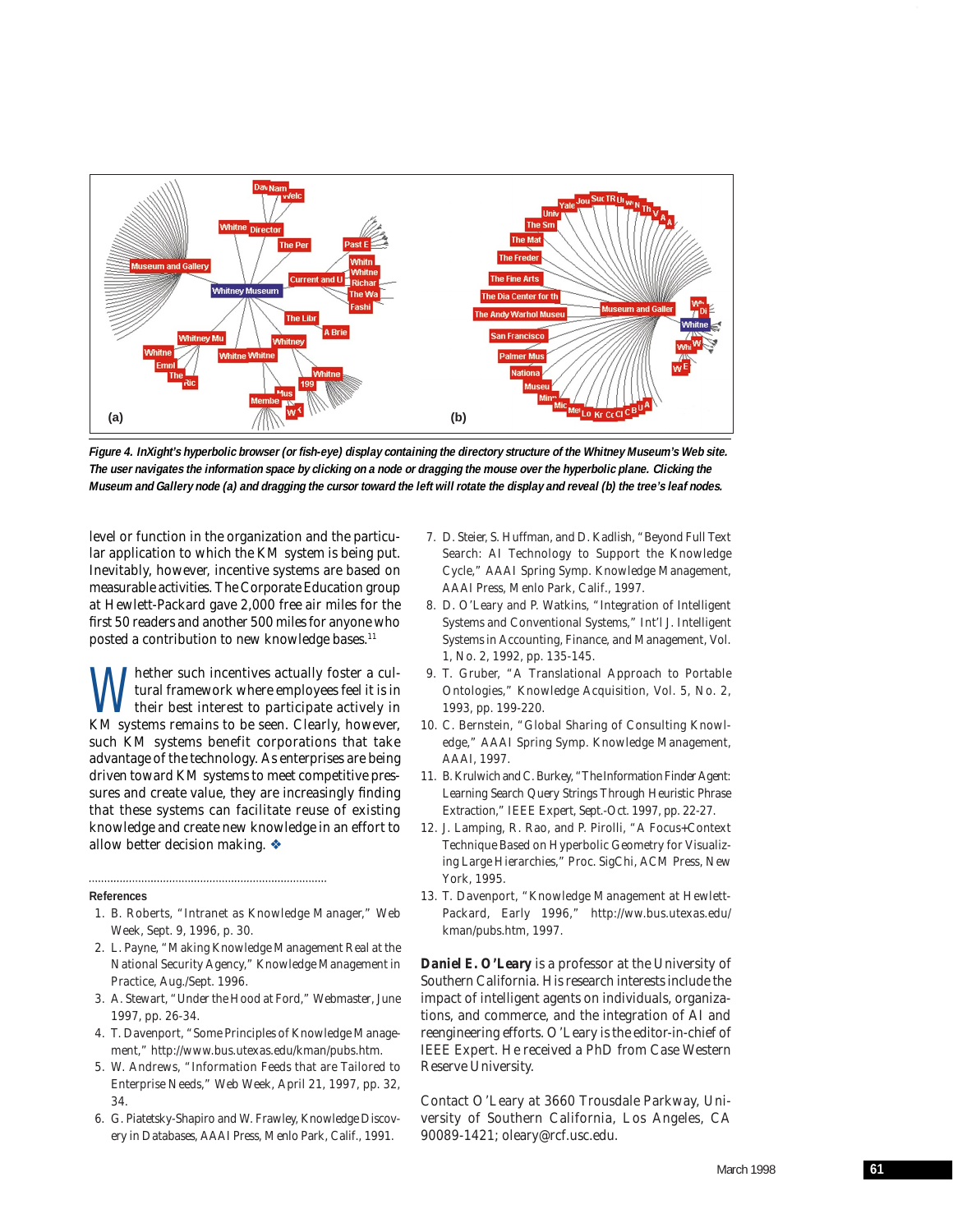*Figure 4. InXight's hyperbolic browser (or fish-eye) display containing the directory structure of the Whitney Museum's Web site. The user navigates the information space by clicking on a node or dragging the mouse over the hyperbolic plane. Clicking the Museum and Gallery node (a) and dragging the cursor toward the left will rotate the display and reveal (b) the tree's leaf nodes.*

level or function in the organization and the particular application to which the KM system is being put. Inevitably, however, incentive systems are based on measurable activities. The Corporate Education group at Hewlett-Packard gave 2,000 free air miles for the first 50 readers and another 500 miles for anyone who posted a contribution to new knowledge bases.[11]

Whether such incentives actually foster a cultural framework where employees feel it is in their best interest to participate actively in KM systems remains to be seen. Clearly, however, such KM systems benefit corporations that take advantage of the technology. As enterprises are being driven toward KM systems to meet competitive pressures and create value, they are increasingly finding that these systems can facilitate reuse of existing knowledge and create new knowledge in an effort to allow better decision making. ❖

### References

1. B. Roberts, "Intranet as Knowledge Manager," Web Week, Sept. 9, 1996, p. 30.
2. L. Payne, "Making Knowledge Management Real at the National Security Agency," Knowledge Management in Practice, Aug./Sept. 1996.
3. A. Stewart, "Under the Hood at Ford," Webmaster, June 1997, pp. 26-34.
4. T. Davenport, "Some Principles of Knowledge Management," http://www.bus.utexas.edu/kman/pubs.htm.
5. W. Andrews, "Information Feeds that are Tailored to Enterprise Needs," Web Week, April 21, 1997, pp. 32, 34.
6. G. Piatetsky-Shapiro and W. Frawley, Knowledge Discovery in Databases, AAAI Press, Menlo Park, Calif., 1991.
7. D. Steier, S. Huffman, and D. Kadlish, "Beyond Full Text Search: AI Technology to Support the Knowledge Cycle," AAAI Spring Symp. Knowledge Management, AAAI Press, Menlo Park, Calif., 1997.
8. D. O'Leary and P. Watkins, "Integration of Intelligent Systems and Conventional Systems," Int'l J. Intelligent Systems in Accounting, Finance, and Management, Vol. 1, No. 2, 1992, pp. 135-145.
9. T. Gruber, "A Translational Approach to Portable Ontologies," Knowledge Acquisition, Vol. 5, No. 2, 1993, pp. 199-220.
10. C. Bernstein, "Global Sharing of Consulting Knowledge," AAAI Spring Symp. Knowledge Management, AAAI, 1997.
11. B. Krulwich and C. Burkey, "The Information Finder Agent: Learning Search Query Strings Through Heuristic Phrase Extraction," IEEE Expert, Sept.-Oct. 1997, pp. 22-27.
12. J. Lamping, R. Rao, and P. Pirolli, "A Focus+Context Technique Based on Hyperbolic Geometry for Visualizing Large Hierarchies," Proc. SigChi, ACM Press, New York, 1995.
13. T. Davenport, "Knowledge Management at Hewlett-Packard, Early 1996," http://ww.bus.utexas.edu/kman/pubs.htm, 1997.

***Daniel E. O'Leary*** is a professor at the University of Southern California. His research interests include the impact of intelligent agents on individuals, organizations, and commerce, and the integration of AI and reengineering efforts. O'Leary is the editor-in-chief of IEEE Expert. He received a PhD from Case Western Reserve University.

Contact O'Leary at 3660 Trousdale Parkway, University of Southern California, Los Angeles, CA 90089-1421; oleary@rcf.usc.edu.